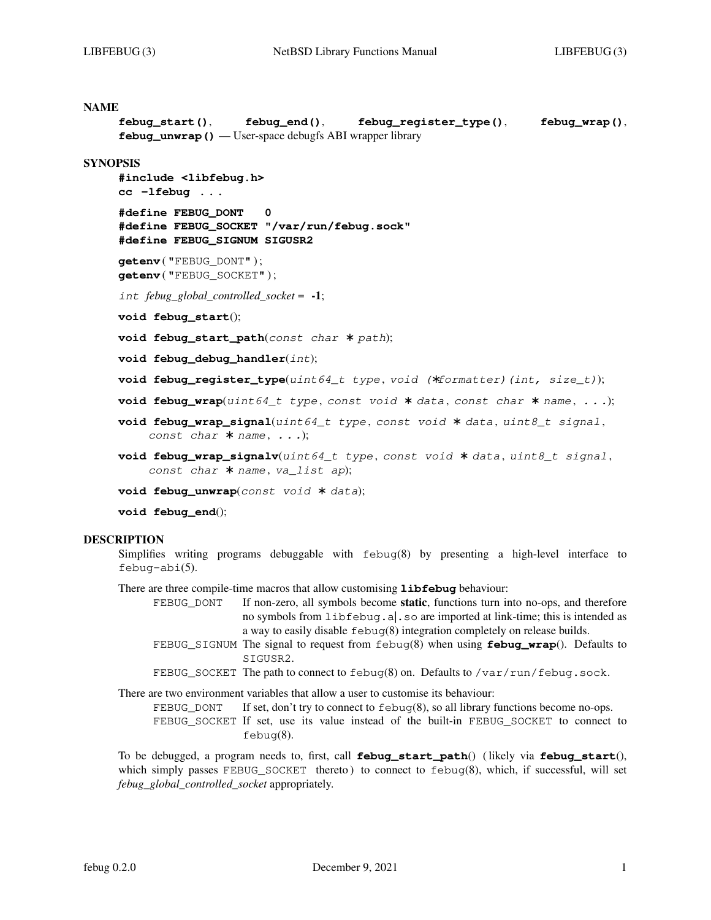## NAME

**febug_start()**, **febug_end()**, **febug_register_type()**, **febug_wrap()**, **febug_unwrap()** — User-space debugfs ABI wrapper library

## SYNOPSIS

```
#include <libfebug.h>
cc -lfebug ...

#define FEBUG_DONT   0
#define FEBUG_SOCKET "/var/run/febug.sock"
#define FEBUG_SIGNUM SIGUSR2

getenv("FEBUG_DONT");
getenv("FEBUG_SOCKET");

int febug_global_controlled_socket = -1;

void febug_start();

void febug_start_path(const char * path);

void febug_debug_handler(int);

void febug_register_type(uint64_t type, void (*formatter)(int, size_t));

void febug_wrap(uint64_t type, const void * data, const char * name, ...);

void febug_wrap_signal(uint64_t type, const void * data, uint8_t signal,
     const char * name, ...);

void febug_wrap_signalv(uint64_t type, const void * data, uint8_t signal,
     const char * name, va_list ap);

void febug_unwrap(const void * data);

void febug_end();
```

## DESCRIPTION

Simplifies writing programs debuggable with febug(8) by presenting a high-level interface to febug-abi(5).

There are three compile-time macros that allow customising **libfebug** behaviour:

- `FEBUG_DONT` If non-zero, all symbols become **static**, functions turn into no-ops, and therefore no symbols from `libfebug.a|.so` are imported at link-time; this is intended as a way to easily disable febug(8) integration completely on release builds.
- `FEBUG_SIGNUM` The signal to request from febug(8) when using **febug_wrap**(). Defaults to `SIGUSR2`.
- `FEBUG_SOCKET` The path to connect to febug(8) on. Defaults to `/var/run/febug.sock`.

There are two environment variables that allow a user to customise its behaviour:

- `FEBUG_DONT` If set, don't try to connect to febug(8), so all library functions become no-ops.
- `FEBUG_SOCKET` If set, use its value instead of the built-in `FEBUG_SOCKET` to connect to febug(8).

To be debugged, a program needs to, first, call **febug_start_path**() (likely via **febug_start**(), which simply passes `FEBUG_SOCKET` thereto) to connect to febug(8), which, if successful, will set *febug_global_controlled_socket* appropriately.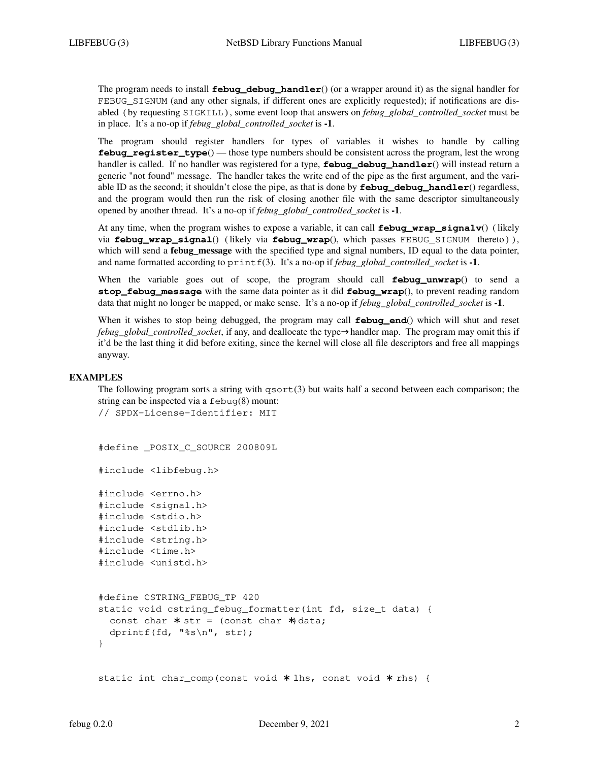The program needs to install **febug_debug_handler**() (or a wrapper around it) as the signal handler for FEBUG_SIGNUM (and any other signals, if different ones are explicitly requested); if notifications are disabled (by requesting SIGKILL), some event loop that answers on *febug_global_controlled_socket* must be in place. It's a no-op if *febug_global_controlled_socket* is **-1**.

The program should register handlers for types of variables it wishes to handle by calling **febug_register_type**() — those type numbers should be consistent across the program, lest the wrong handler is called. If no handler was registered for a type, **febug_debug_handler**() will instead return a generic "not found" message. The handler takes the write end of the pipe as the first argument, and the variable ID as the second; it shouldn't close the pipe, as that is done by **febug_debug_handler**() regardless, and the program would then run the risk of closing another file with the same descriptor simultaneously opened by another thread. It's a no-op if *febug_global_controlled_socket* is **-1**.

At any time, when the program wishes to expose a variable, it can call **febug_wrap_signalv**() (likely via **febug_wrap_signal**() (likely via **febug_wrap**(), which passes FEBUG_SIGNUM thereto)), which will send a **febug_message** with the specified type and signal numbers, ID equal to the data pointer, and name formatted according to printf(3). It's a no-op if *febug_global_controlled_socket* is **-1**.

When the variable goes out of scope, the program should call **febug_unwrap**() to send a **stop_febug_message** with the same data pointer as it did **febug_wrap**(), to prevent reading random data that might no longer be mapped, or make sense. It's a no-op if *febug_global_controlled_socket* is **-1**.

When it wishes to stop being debugged, the program may call **febug_end**() which will shut and reset *febug_global_controlled_socket*, if any, and deallocate the type→handler map. The program may omit this if it'd be the last thing it did before exiting, since the kernel will close all file descriptors and free all mappings anyway.

## EXAMPLES

The following program sorts a string with qsort(3) but waits half a second between each comparison; the string can be inspected via a febug(8) mount:

```
// SPDX-License-Identifier: MIT


#define _POSIX_C_SOURCE 200809L

#include <libfebug.h>

#include <errno.h>
#include <signal.h>
#include <stdio.h>
#include <stdlib.h>
#include <string.h>
#include <time.h>
#include <unistd.h>


#define CSTRING_FEBUG_TP 420
static void cstring_febug_formatter(int fd, size_t data) {
  const char * str = (const char *)data;
  dprintf(fd, "%s\n", str);
}


static int char_comp(const void * lhs, const void * rhs) {
```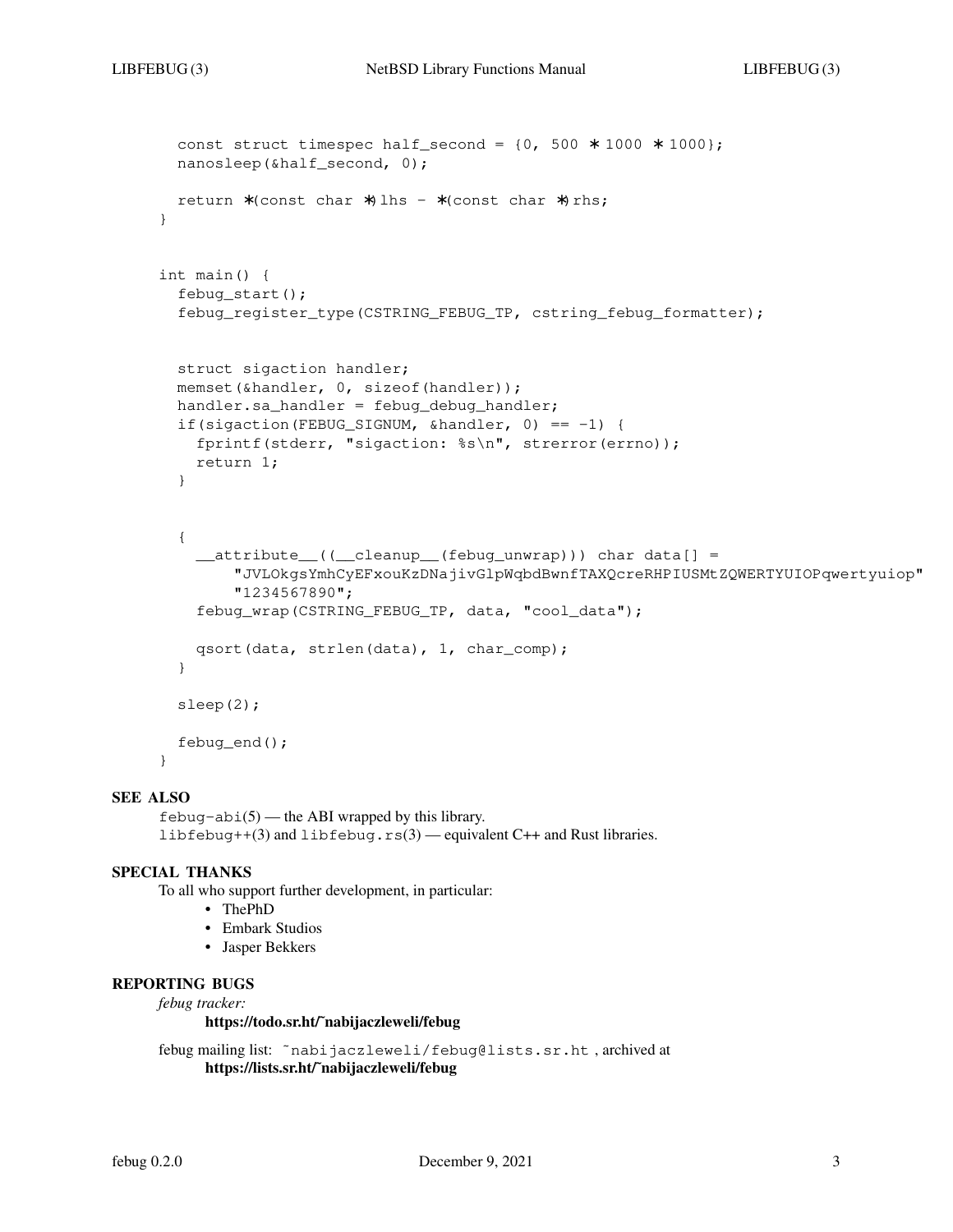```
  const struct timespec half_second = {0, 500 * 1000 * 1000};
  nanosleep(&half_second, 0);

  return *(const char *)lhs - *(const char *)rhs;
}


int main() {
  febug_start();
  febug_register_type(CSTRING_FEBUG_TP, cstring_febug_formatter);


  struct sigaction handler;
  memset(&handler, 0, sizeof(handler));
  handler.sa_handler = febug_debug_handler;
  if(sigaction(FEBUG_SIGNUM, &handler, 0) == -1) {
    fprintf(stderr, "sigaction: %s\n", strerror(errno));
    return 1;
  }


  {
    __attribute__((__cleanup__(febug_unwrap))) char data[] =
        "JVLOkgsYmhCyEFxouKzDNajivGlpWqbdBwnfTAXQcreRHPIUSMtZQWERTYUIOPqwertyuiop"
        "1234567890";
    febug_wrap(CSTRING_FEBUG_TP, data, "cool_data");

    qsort(data, strlen(data), 1, char_comp);
  }

  sleep(2);

  febug_end();
}
```

## SEE ALSO

`febug-abi`(5) — the ABI wrapped by this library.
`libfebug++`(3) and `libfebug.rs`(3) — equivalent C++ and Rust libraries.

## SPECIAL THANKS

To all who support further development, in particular:

- ThePhD
- Embark Studios
- Jasper Bekkers

## REPORTING BUGS

*febug tracker:*
  **https://todo.sr.ht/~nabijaczleweli/febug**

febug mailing list: `~nabijaczleweli/febug@lists.sr.ht` , archived at
  **https://lists.sr.ht/~nabijaczleweli/febug**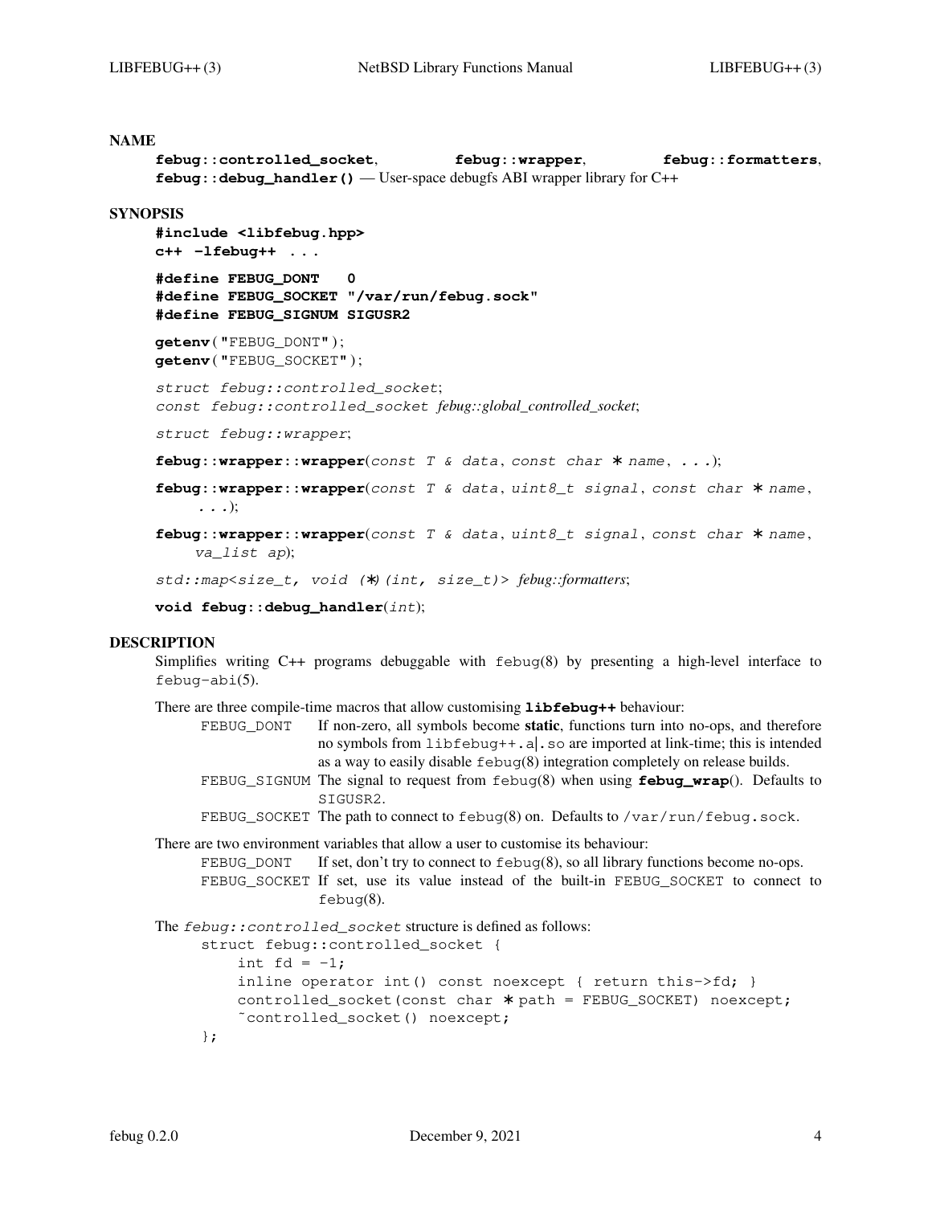## NAME

**febug::controlled_socket**, **febug::wrapper**, **febug::formatters**, **febug::debug_handler()** — User-space debugfs ABI wrapper library for C++

## SYNOPSIS

**#include <libfebug.hpp>**
**c++ -lfebug++ ...**

**#define FEBUG_DONT 0**
**#define FEBUG_SOCKET "/var/run/febug.sock"**
**#define FEBUG_SIGNUM SIGUSR2**

**getenv**("FEBUG_DONT");
**getenv**("FEBUG_SOCKET");

*struct febug::controlled_socket*;
*const febug::controlled_socket febug::global_controlled_socket*;

*struct febug::wrapper*;

**febug::wrapper::wrapper**(*const T & data*, *const char * name*, *...*);

**febug::wrapper::wrapper**(*const T & data*, *uint8_t signal*, *const char * name*, *...*);

**febug::wrapper::wrapper**(*const T & data*, *uint8_t signal*, *const char * name*, *va_list ap*);

*std::map<size_t, void (*)(int, size_t)> febug::formatters*;

**void febug::debug_handler**(*int*);

## DESCRIPTION

Simplifies writing C++ programs debuggable with febug(8) by presenting a high-level interface to febug-abi(5).

There are three compile-time macros that allow customising **libfebug++** behaviour:

- FEBUG_DONT — If non-zero, all symbols become **static**, functions turn into no-ops, and therefore no symbols from libfebug++.a|.so are imported at link-time; this is intended as a way to easily disable febug(8) integration completely on release builds.
- FEBUG_SIGNUM — The signal to request from febug(8) when using **febug_wrap**(). Defaults to SIGUSR2.
- FEBUG_SOCKET — The path to connect to febug(8) on. Defaults to /var/run/febug.sock.

There are two environment variables that allow a user to customise its behaviour:

- FEBUG_DONT — If set, don't try to connect to febug(8), so all library functions become no-ops.
- FEBUG_SOCKET — If set, use its value instead of the built-in FEBUG_SOCKET to connect to febug(8).

The *febug::controlled_socket* structure is defined as follows:

```
struct febug::controlled_socket {
    int fd = -1;
    inline operator int() const noexcept { return this->fd; }
    controlled_socket(const char * path = FEBUG_SOCKET) noexcept;
    ~controlled_socket() noexcept;
};
```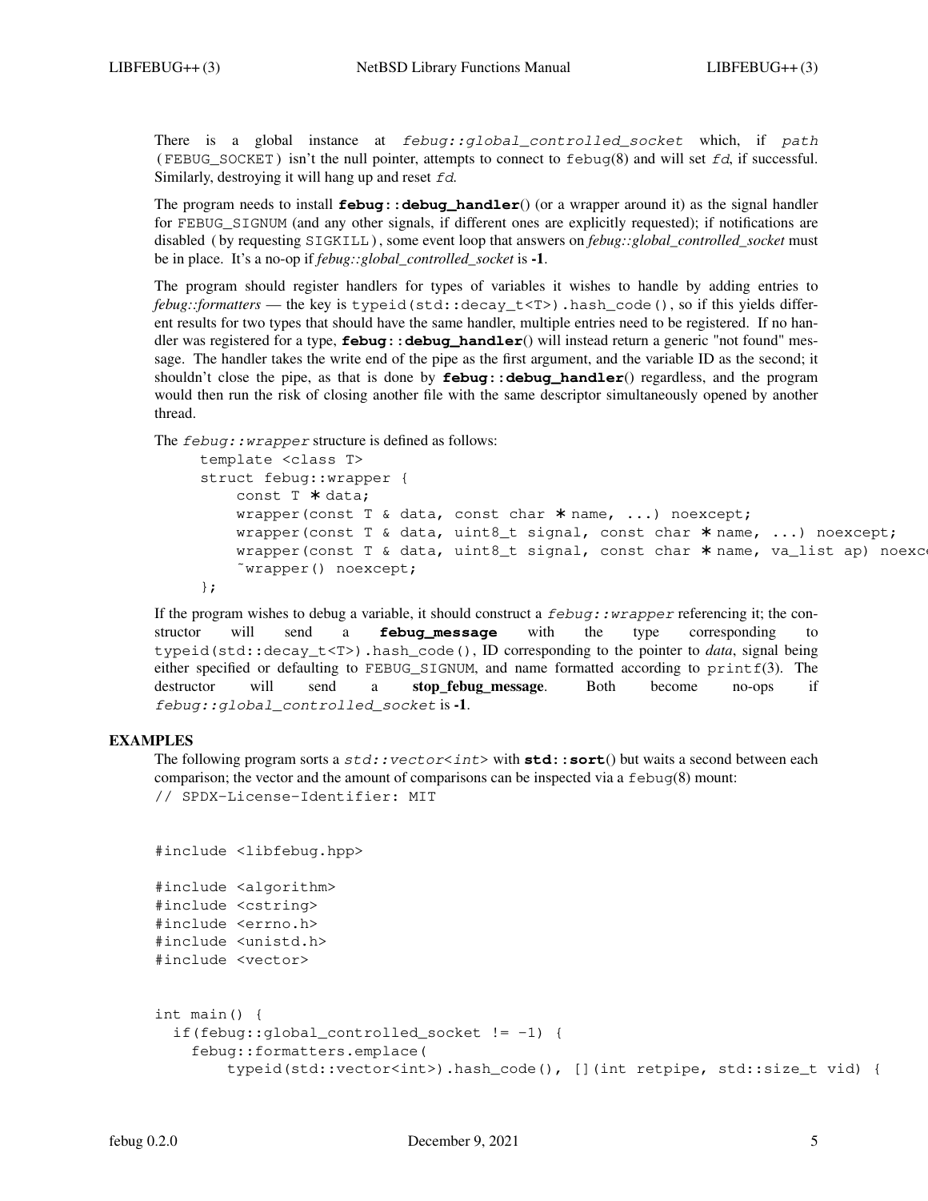There is a global instance at `febug::global_controlled_socket` which, if *path* ( FEBUG_SOCKET ) isn't the null pointer, attempts to connect to febug(8) and will set *fd*, if successful. Similarly, destroying it will hang up and reset *fd*.

The program needs to install **febug::debug_handler**() (or a wrapper around it) as the signal handler for FEBUG_SIGNUM (and any other signals, if different ones are explicitly requested); if notifications are disabled ( by requesting SIGKILL ), some event loop that answers on *febug::global_controlled_socket* must be in place. It's a no-op if *febug::global_controlled_socket* is **-1**.

The program should register handlers for types of variables it wishes to handle by adding entries to *febug::formatters* — the key is `typeid(std::decay_t<T>).hash_code()`, so if this yields different results for two types that should have the same handler, multiple entries need to be registered. If no handler was registered for a type, **febug::debug_handler**() will instead return a generic "not found" message. The handler takes the write end of the pipe as the first argument, and the variable ID as the second; it shouldn't close the pipe, as that is done by **febug::debug_handler**() regardless, and the program would then run the risk of closing another file with the same descriptor simultaneously opened by another thread.

The `febug::wrapper` structure is defined as follows:

```
template <class T>
struct febug::wrapper {
     const T * data;
     wrapper(const T & data, const char * name, ...) noexcept;
     wrapper(const T & data, uint8_t signal, const char * name, ...) noexcept;
     wrapper(const T & data, uint8_t signal, const char * name, va_list ap) noexce
     ~wrapper() noexcept;
};
```

If the program wishes to debug a variable, it should construct a `febug::wrapper` referencing it; the constructor will send a **febug_message** with the type corresponding to `typeid(std::decay_t<T>).hash_code()`, ID corresponding to the pointer to *data*, signal being either specified or defaulting to FEBUG_SIGNUM, and name formatted according to printf(3). The destructor will send a **stop_febug_message**. Both become no-ops if `febug::global_controlled_socket` is **-1**.

## EXAMPLES

The following program sorts a *std::vector<int>* with **std::sort**() but waits a second between each comparison; the vector and the amount of comparisons can be inspected via a febug(8) mount:

```
// SPDX-License-Identifier: MIT


#include <libfebug.hpp>

#include <algorithm>
#include <cstring>
#include <errno.h>
#include <unistd.h>
#include <vector>


int main() {
  if(febug::global_controlled_socket != -1) {
    febug::formatters.emplace(
        typeid(std::vector<int>).hash_code(), [](int retpipe, std::size_t vid) {
```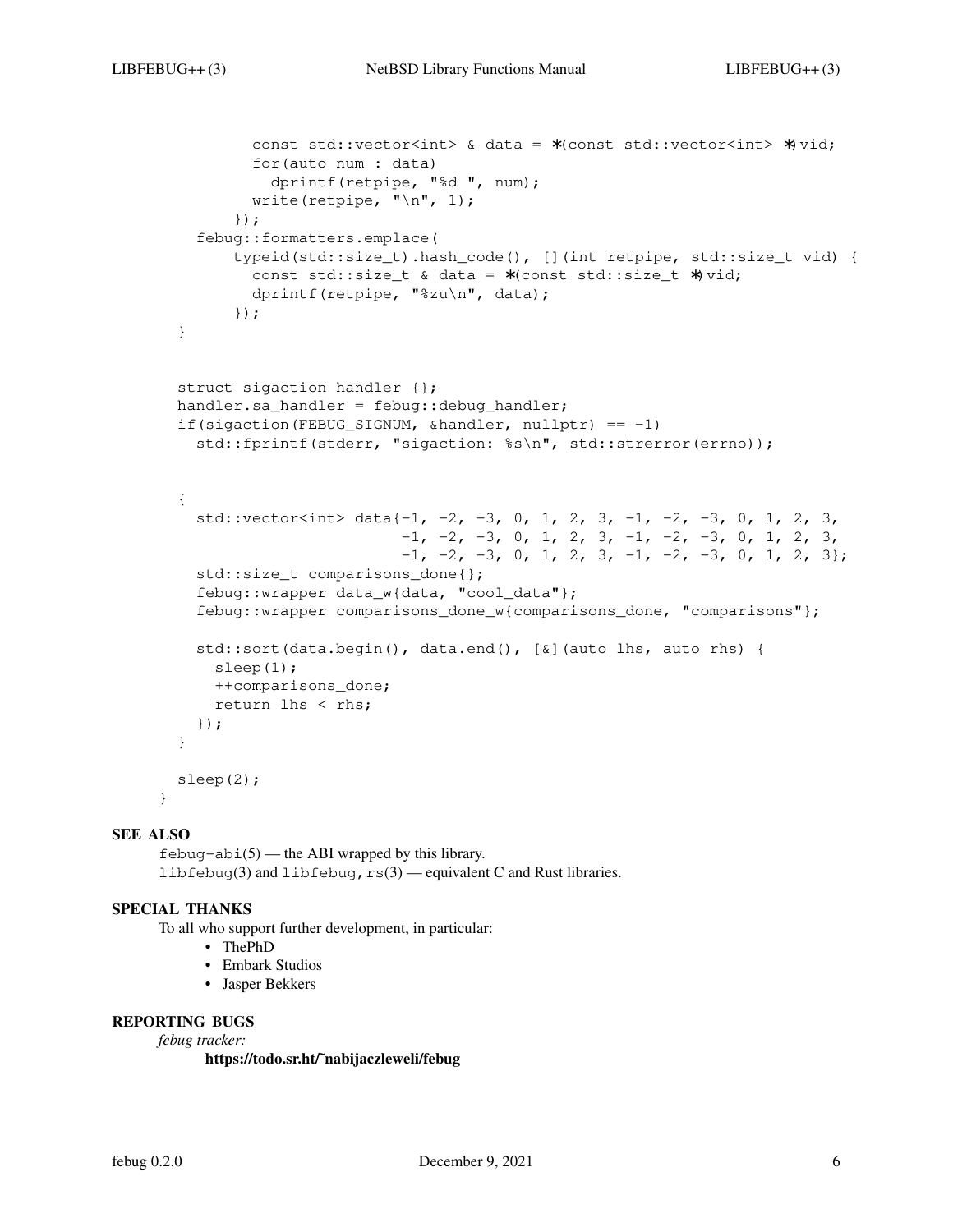```
          const std::vector<int> & data = *(const std::vector<int> *)vid;
          for(auto num : data)
            dprintf(retpipe, "%d ", num);
          write(retpipe, "\n", 1);
        });
    febug::formatters.emplace(
        typeid(std::size_t).hash_code(), [](int retpipe, std::size_t vid) {
          const std::size_t & data = *(const std::size_t *)vid;
          dprintf(retpipe, "%zu\n", data);
        });
  }


  struct sigaction handler {};
  handler.sa_handler = febug::debug_handler;
  if(sigaction(FEBUG_SIGNUM, &handler, nullptr) == -1)
    std::fprintf(stderr, "sigaction: %s\n", std::strerror(errno));


  {
    std::vector<int> data{-1, -2, -3, 0, 1, 2, 3, -1, -2, -3, 0, 1, 2, 3,
                          -1, -2, -3, 0, 1, 2, 3, -1, -2, -3, 0, 1, 2, 3,
                          -1, -2, -3, 0, 1, 2, 3, -1, -2, -3, 0, 1, 2, 3};
    std::size_t comparisons_done{};
    febug::wrapper data_w{data, "cool_data"};
    febug::wrapper comparisons_done_w{comparisons_done, "comparisons"};

    std::sort(data.begin(), data.end(), [&](auto lhs, auto rhs) {
      sleep(1);
      ++comparisons_done;
      return lhs < rhs;
    });
  }

  sleep(2);
}
```

## SEE ALSO

febug-abi(5) — the ABI wrapped by this library.
libfebug(3) and libfebug,rs(3) — equivalent C and Rust libraries.

## SPECIAL THANKS

To all who support further development, in particular:

- ThePhD
- Embark Studios
- Jasper Bekkers

## REPORTING BUGS

*febug tracker:*

**https://todo.sr.ht/~nabijaczleweli/febug**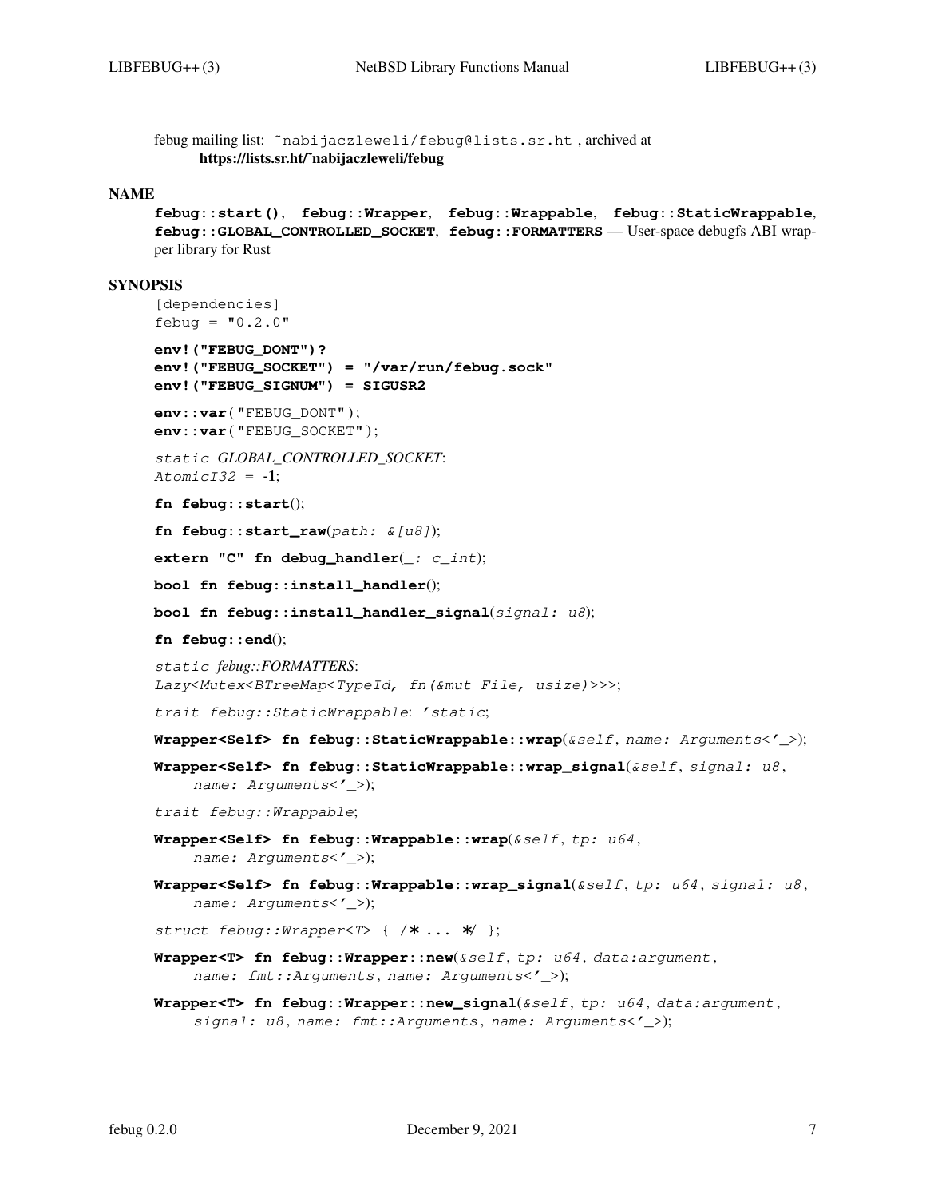febug mailing list: ~nabijaczleweli/febug@lists.sr.ht , archived at
**https://lists.sr.ht/~nabijaczleweli/febug**

## NAME

**febug::start()**, **febug::Wrapper**, **febug::Wrappable**, **febug::StaticWrappable**, **febug::GLOBAL_CONTROLLED_SOCKET**, **febug::FORMATTERS** — User-space debugfs ABI wrapper library for Rust

## SYNOPSIS

```
[dependencies]
febug = "0.2.0"
```

**env!("FEBUG_DONT")?**
**env!("FEBUG_SOCKET") = "/var/run/febug.sock"**
**env!("FEBUG_SIGNUM") = SIGUSR2**

**env::var**("FEBUG_DONT");
**env::var**("FEBUG_SOCKET");

*static GLOBAL_CONTROLLED_SOCKET*:
*AtomicI32* = **-1**;

**fn febug::start**();

**fn febug::start_raw**(*path: &[u8]*);

**extern "C" fn debug_handler**(*_: c_int*);

**bool fn febug::install_handler**();

**bool fn febug::install_handler_signal**(*signal: u8*);

**fn febug::end**();

*static febug::FORMATTERS*:
*Lazy<Mutex<BTreeMap<TypeId, fn(&mut File, usize)>>>*;

*trait febug::StaticWrappable*: *'static*;

**Wrapper<Self> fn febug::StaticWrappable::wrap**(*&self*, *name: Arguments<'_>*);

**Wrapper<Self> fn febug::StaticWrappable::wrap_signal**(*&self*, *signal: u8*, *name: Arguments<'_>*);

*trait febug::Wrappable*;

**Wrapper<Self> fn febug::Wrappable::wrap**(*&self*, *tp: u64*, *name: Arguments<'_>*);

**Wrapper<Self> fn febug::Wrappable::wrap_signal**(*&self*, *tp: u64*, *signal: u8*, *name: Arguments<'_>*);

*struct febug::Wrapper<T>* { /* ... */ };

**Wrapper<T> fn febug::Wrapper::new**(*&self*, *tp: u64*, *data:argument*, *name: fmt::Arguments*, *name: Arguments<'_>*);

**Wrapper<T> fn febug::Wrapper::new_signal**(*&self*, *tp: u64*, *data:argument*, *signal: u8*, *name: fmt::Arguments*, *name: Arguments<'_>*);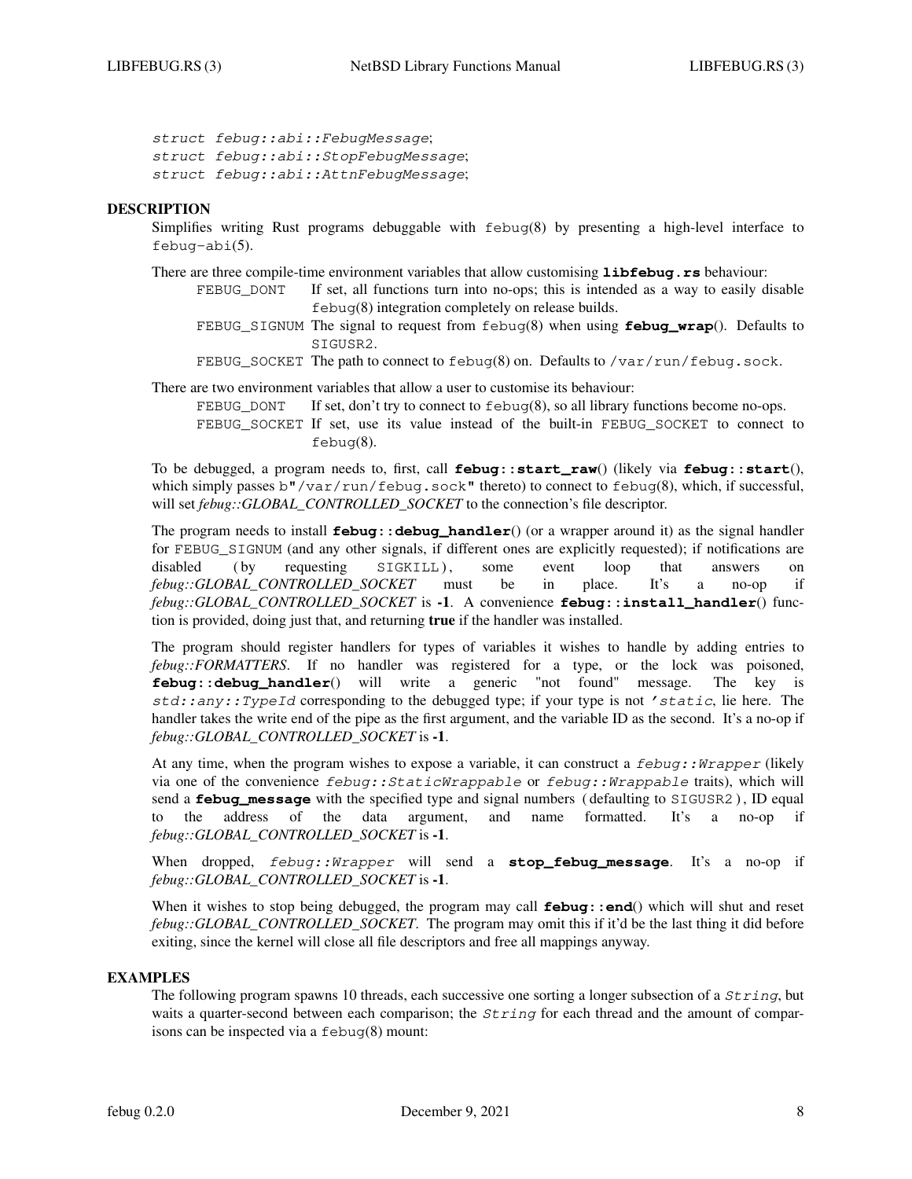*struct febug::abi::FebugMessage*;
*struct febug::abi::StopFebugMessage*;
*struct febug::abi::AttnFebugMessage*;

## DESCRIPTION

Simplifies writing Rust programs debuggable with `febug`(8) by presenting a high-level interface to `febug-abi`(5).

There are three compile-time environment variables that allow customising **libfebug.rs** behaviour:

- `FEBUG_DONT` If set, all functions turn into no-ops; this is intended as a way to easily disable `febug`(8) integration completely on release builds.
- `FEBUG_SIGNUM` The signal to request from `febug`(8) when using **febug_wrap**(). Defaults to `SIGUSR2`.
- `FEBUG_SOCKET` The path to connect to `febug`(8) on. Defaults to `/var/run/febug.sock`.

There are two environment variables that allow a user to customise its behaviour:

- `FEBUG_DONT` If set, don't try to connect to `febug`(8), so all library functions become no-ops.
- `FEBUG_SOCKET` If set, use its value instead of the built-in `FEBUG_SOCKET` to connect to `febug`(8).

To be debugged, a program needs to, first, call **febug::start_raw**() (likely via **febug::start**(), which simply passes `b"/var/run/febug.sock"` thereto) to connect to `febug`(8), which, if successful, will set *febug::GLOBAL_CONTROLLED_SOCKET* to the connection's file descriptor.

The program needs to install **febug::debug_handler**() (or a wrapper around it) as the signal handler for `FEBUG_SIGNUM` (and any other signals, if different ones are explicitly requested); if notifications are disabled (by requesting `SIGKILL`), some event loop that answers on *febug::GLOBAL_CONTROLLED_SOCKET* must be in place. It's a no-op if *febug::GLOBAL_CONTROLLED_SOCKET* is **-1**. A convenience **febug::install_handler**() function is provided, doing just that, and returning **true** if the handler was installed.

The program should register handlers for types of variables it wishes to handle by adding entries to *febug::FORMATTERS*. If no handler was registered for a type, or the lock was poisoned, **febug::debug_handler**() will write a generic "not found" message. The key is *std::any::TypeId* corresponding to the debugged type; if your type is not *'static*, lie here. The handler takes the write end of the pipe as the first argument, and the variable ID as the second. It's a no-op if *febug::GLOBAL_CONTROLLED_SOCKET* is **-1**.

At any time, when the program wishes to expose a variable, it can construct a *febug::Wrapper* (likely via one of the convenience *febug::StaticWrappable* or *febug::Wrappable* traits), which will send a **febug_message** with the specified type and signal numbers (defaulting to `SIGUSR2`), ID equal to the address of the data argument, and name formatted. It's a no-op if *febug::GLOBAL_CONTROLLED_SOCKET* is **-1**.

When dropped, *febug::Wrapper* will send a **stop_febug_message**. It's a no-op if *febug::GLOBAL_CONTROLLED_SOCKET* is **-1**.

When it wishes to stop being debugged, the program may call **febug::end**() which will shut and reset *febug::GLOBAL_CONTROLLED_SOCKET*. The program may omit this if it'd be the last thing it did before exiting, since the kernel will close all file descriptors and free all mappings anyway.

## EXAMPLES

The following program spawns 10 threads, each successive one sorting a longer subsection of a *String*, but waits a quarter-second between each comparison; the *String* for each thread and the amount of comparisons can be inspected via a `febug`(8) mount: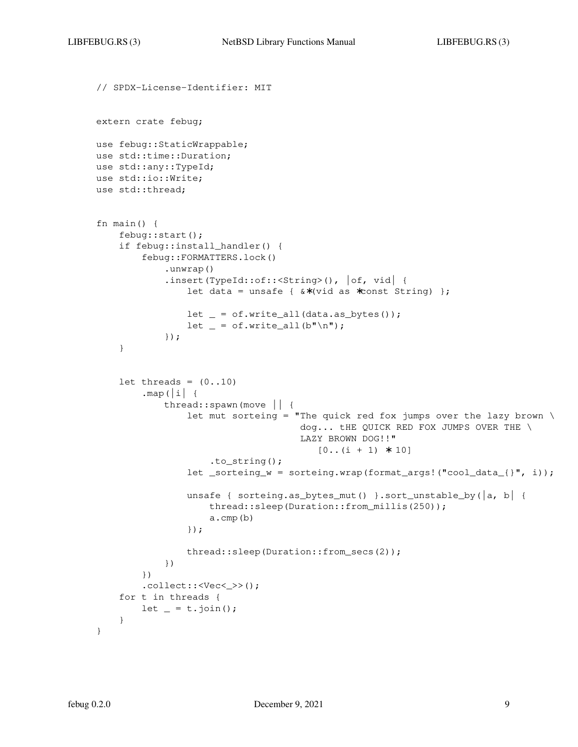```
// SPDX-License-Identifier: MIT


extern crate febug;

use febug::StaticWrappable;
use std::time::Duration;
use std::any::TypeId;
use std::io::Write;
use std::thread;


fn main() {
    febug::start();
    if febug::install_handler() {
        febug::FORMATTERS.lock()
            .unwrap()
            .insert(TypeId::of::<String>(), |of, vid| {
                let data = unsafe { &*(vid as *const String) };

                let _ = of.write_all(data.as_bytes());
                let _ = of.write_all(b"\n");
            });
    }


    let threads = (0..10)
        .map(|i| {
            thread::spawn(move || {
                let mut sorteing = "The quick red fox jumps over the lazy brown \
                                    dog... tHE QUICK RED FOX JUMPS OVER THE \
                                    LAZY BROWN DOG!!"
                                       [0..(i + 1) * 10]
                    .to_string();
                let _sorteing_w = sorteing.wrap(format_args!("cool_data_{}", i));

                unsafe { sorteing.as_bytes_mut() }.sort_unstable_by(|a, b| {
                    thread::sleep(Duration::from_millis(250));
                    a.cmp(b)
                });

                thread::sleep(Duration::from_secs(2));
            })
        })
        .collect::<Vec<_>>();
    for t in threads {
        let _ = t.join();
    }
}
```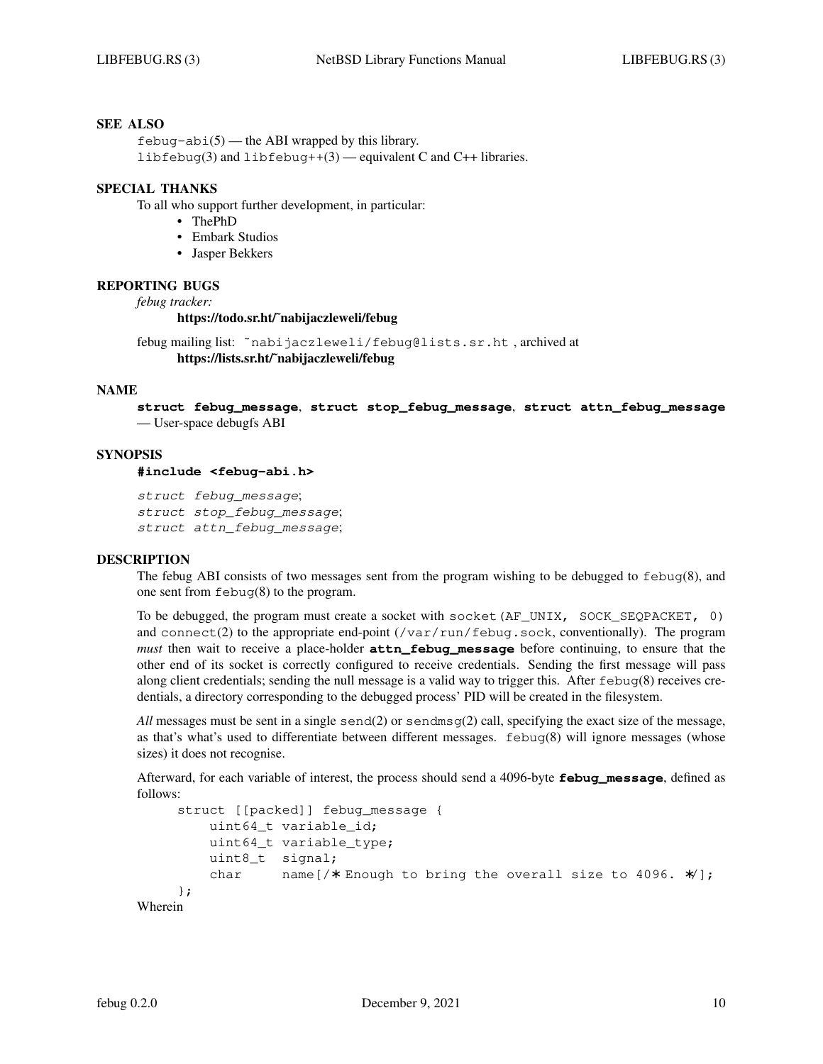## SEE ALSO

febug-abi(5) — the ABI wrapped by this library.
libfebug(3) and libfebug++(3) — equivalent C and C++ libraries.

## SPECIAL THANKS

To all who support further development, in particular:

- ThePhD
- Embark Studios
- Jasper Bekkers

## REPORTING BUGS

*febug tracker:*
**https://todo.sr.ht/~nabijaczleweli/febug**

febug mailing list: ~nabijaczleweli/febug@lists.sr.ht , archived at
**https://lists.sr.ht/~nabijaczleweli/febug**

## NAME

**struct febug_message**, **struct stop_febug_message**, **struct attn_febug_message** — User-space debugfs ABI

## SYNOPSIS

**#include <febug-abi.h>**

*struct febug_message*;
*struct stop_febug_message*;
*struct attn_febug_message*;

## DESCRIPTION

The febug ABI consists of two messages sent from the program wishing to be debugged to febug(8), and one sent from febug(8) to the program.

To be debugged, the program must create a socket with socket(AF_UNIX, SOCK_SEQPACKET, 0) and connect(2) to the appropriate end-point (/var/run/febug.sock, conventionally). The program *must* then wait to receive a place-holder **attn_febug_message** before continuing, to ensure that the other end of its socket is correctly configured to receive credentials. Sending the first message will pass along client credentials; sending the null message is a valid way to trigger this. After febug(8) receives credentials, a directory corresponding to the debugged process' PID will be created in the filesystem.

*All* messages must be sent in a single send(2) or sendmsg(2) call, specifying the exact size of the message, as that's what's used to differentiate between different messages. febug(8) will ignore messages (whose sizes) it does not recognise.

Afterward, for each variable of interest, the process should send a 4096-byte **febug_message**, defined as follows:

```
struct [[packed]] febug_message {
    uint64_t variable_id;
    uint64_t variable_type;
    uint8_t  signal;
    char     name[/* Enough to bring the overall size to 4096. */];
};
```

Wherein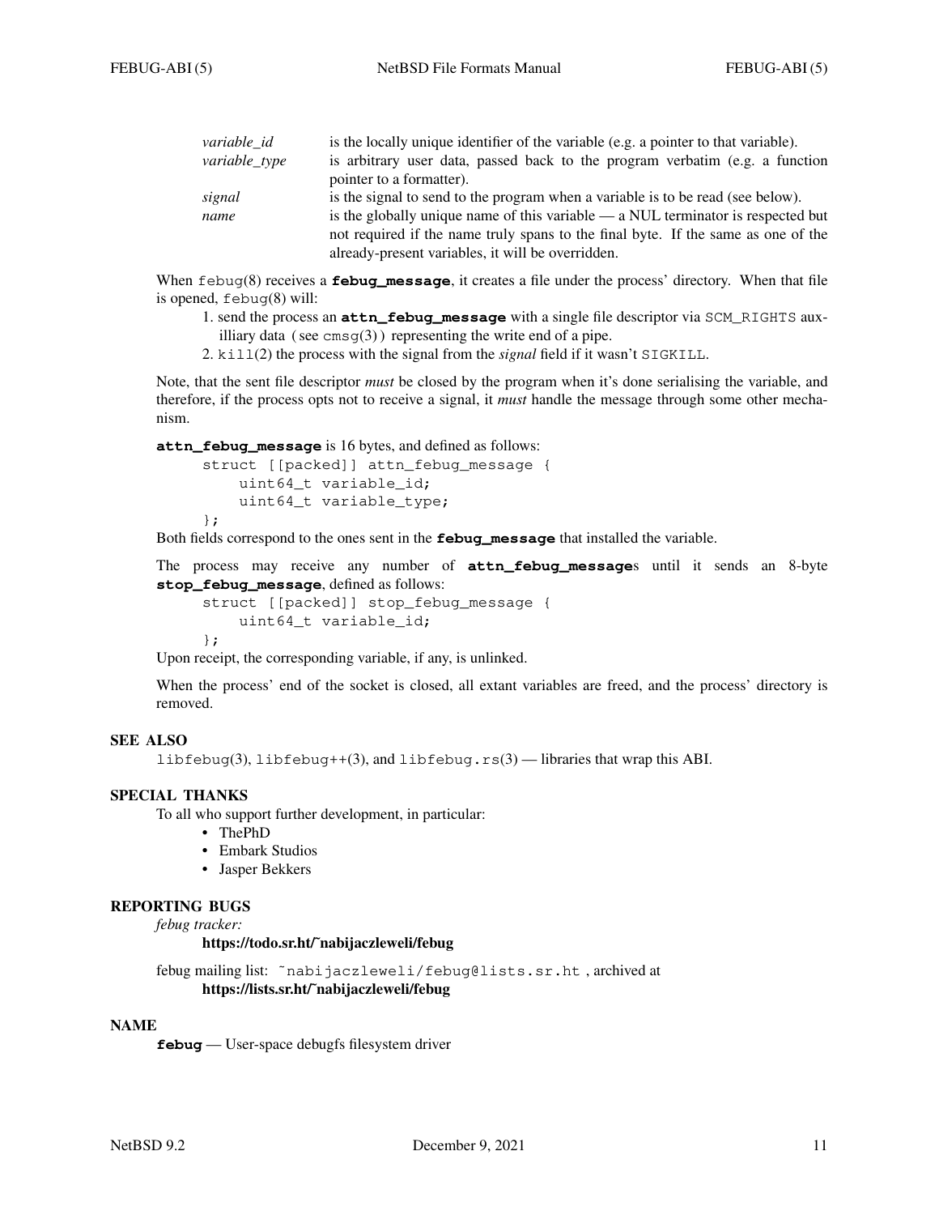| | |
|---|---|
| *variable_id* | is the locally unique identifier of the variable (e.g. a pointer to that variable). |
| *variable_type* | is arbitrary user data, passed back to the program verbatim (e.g. a function pointer to a formatter). |
| *signal* | is the signal to send to the program when a variable is to be read (see below). |
| *name* | is the globally unique name of this variable — a NUL terminator is respected but not required if the name truly spans to the final byte. If the same as one of the already-present variables, it will be overridden. |

When `febug`(8) receives a **febug_message**, it creates a file under the process' directory. When that file is opened, `febug`(8) will:

1. send the process an **attn_febug_message** with a single file descriptor via `SCM_RIGHTS` auxilliary data ( see `cmsg`(3) ) representing the write end of a pipe.
2. `kill`(2) the process with the signal from the *signal* field if it wasn't `SIGKILL`.

Note, that the sent file descriptor *must* be closed by the program when it's done serialising the variable, and therefore, if the process opts not to receive a signal, it *must* handle the message through some other mechanism.

**attn_febug_message** is 16 bytes, and defined as follows:

```
struct [[packed]] attn_febug_message {
    uint64_t variable_id;
    uint64_t variable_type;
};
```

Both fields correspond to the ones sent in the **febug_message** that installed the variable.

The process may receive any number of **attn_febug_message**s until it sends an 8-byte **stop_febug_message**, defined as follows:

```
struct [[packed]] stop_febug_message {
    uint64_t variable_id;
};
```

Upon receipt, the corresponding variable, if any, is unlinked.

When the process' end of the socket is closed, all extant variables are freed, and the process' directory is removed.

## SEE ALSO

`libfebug`(3), `libfebug++`(3), and `libfebug.rs`(3) — libraries that wrap this ABI.

## SPECIAL THANKS

To all who support further development, in particular:

- ThePhD
- Embark Studios
- Jasper Bekkers

## REPORTING BUGS

*febug tracker:*

**https://todo.sr.ht/~nabijaczleweli/febug**

febug mailing list: `~nabijaczleweli/febug@lists.sr.ht` , archived at

**https://lists.sr.ht/~nabijaczleweli/febug**

## NAME

**febug** — User-space debugfs filesystem driver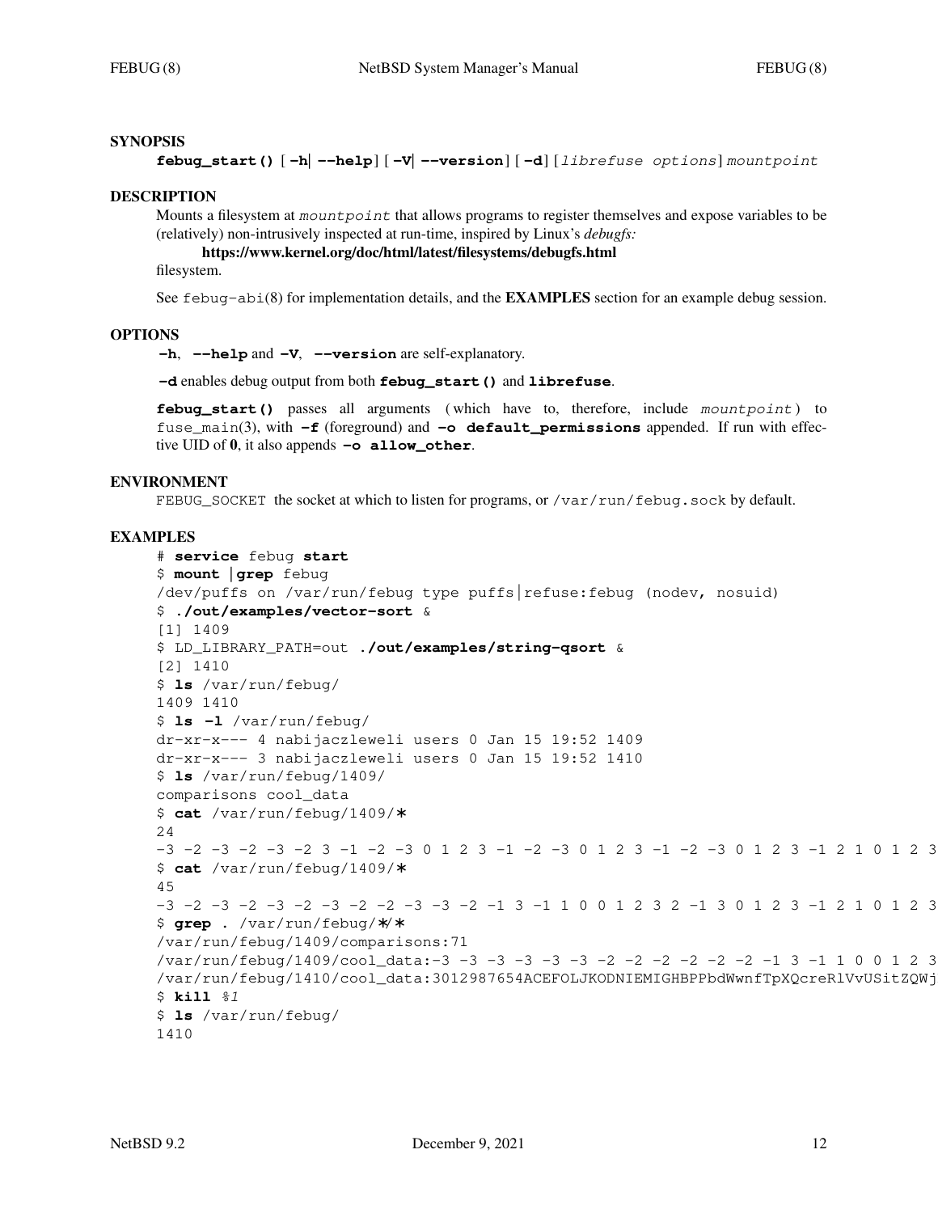## SYNOPSIS

**febug_start()** [**-h**| **--help**] [**-V**| **--version**] [**-d**] [*librefuse options*] *mountpoint*

## DESCRIPTION

Mounts a filesystem at *mountpoint* that allows programs to register themselves and expose variables to be (relatively) non-intrusively inspected at run-time, inspired by Linux's *debugfs:*

**https://www.kernel.org/doc/html/latest/filesystems/debugfs.html**

filesystem.

See febug-abi(8) for implementation details, and the **EXAMPLES** section for an example debug session.

## OPTIONS

**-h**, **--help** and **-V**, **--version** are self-explanatory.

**-d** enables debug output from both **febug_start()** and **librefuse**.

**febug_start()** passes all arguments (which have to, therefore, include *mountpoint*) to fuse_main(3), with **-f** (foreground) and **-o default_permissions** appended. If run with effective UID of **0**, it also appends **-o allow_other**.

## ENVIRONMENT

FEBUG_SOCKET the socket at which to listen for programs, or /var/run/febug.sock by default.

## EXAMPLES

```
# service febug start
$ mount |grep febug
/dev/puffs on /var/run/febug type puffs|refuse:febug (nodev, nosuid)
$ ./out/examples/vector-sort &
[1] 1409
$ LD_LIBRARY_PATH=out ./out/examples/string-qsort &
[2] 1410
$ ls /var/run/febug/
1409 1410
$ ls -l /var/run/febug/
dr-xr-x--- 4 nabijaczleweli users 0 Jan 15 19:52 1409
dr-xr-x--- 3 nabijaczleweli users 0 Jan 15 19:52 1410
$ ls /var/run/febug/1409/
comparisons cool_data
$ cat /var/run/febug/1409/*
24
-3 -2 -3 -2 -3 -2 3 -1 -2 -3 0 1 2 3 -1 -2 -3 0 1 2 3 -1 -2 -3 0 1 2 3 -1 2 1 0 1 2 3
$ cat /var/run/febug/1409/*
45
-3 -2 -3 -2 -3 -2 -3 -2 -2 -3 -3 -2 -1 3 -1 1 0 0 1 2 3 2 -1 3 0 1 2 3 -1 2 1 0 1 2 3
$ grep . /var/run/febug/*/*
/var/run/febug/1409/comparisons:71
/var/run/febug/1409/cool_data:-3 -3 -3 -3 -3 -3 -2 -2 -2 -2 -2 -2 -1 3 -1 1 0 0 1 2 3
/var/run/febug/1410/cool_data:3012987654ACEFOLJKODNIEMIGHBPPbdWwnfTpXQcreRlVvUSitZQWj
$ kill %1
$ ls /var/run/febug/
1410
```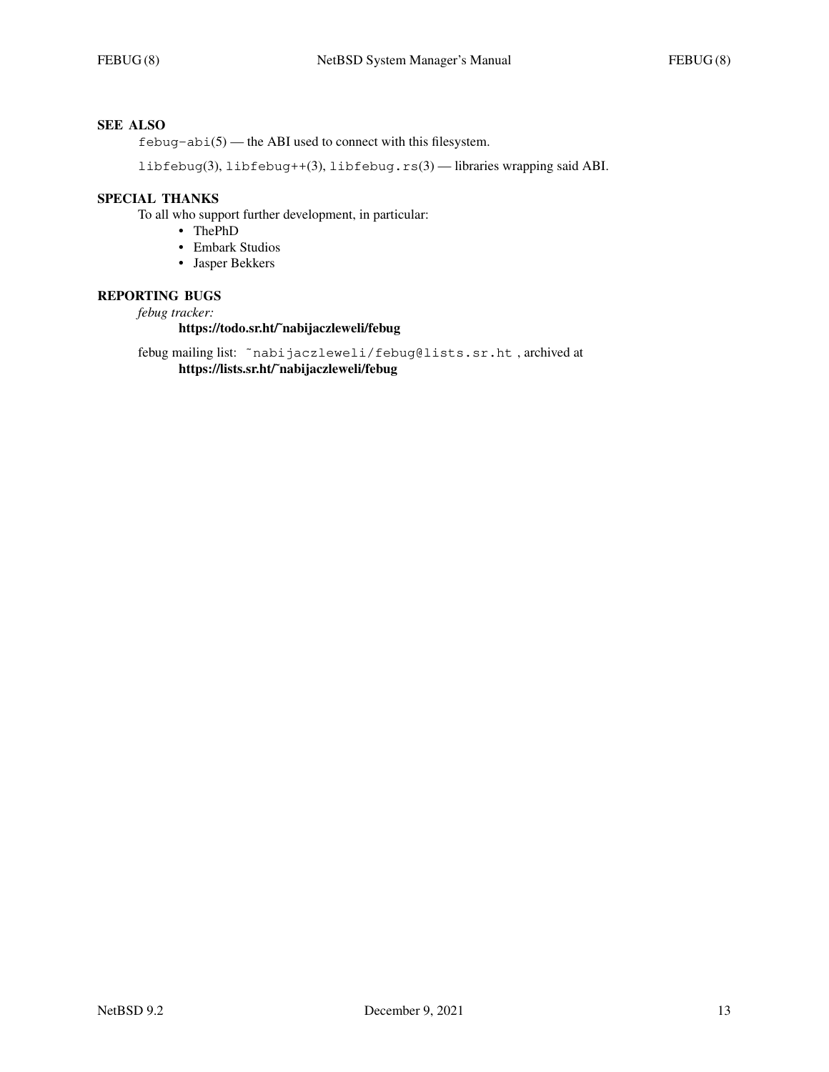## SEE ALSO

`febug-abi`(5) — the ABI used to connect with this filesystem.

`libfebug`(3), `libfebug++`(3), `libfebug.rs`(3) — libraries wrapping said ABI.

## SPECIAL THANKS

To all who support further development, in particular:

- ThePhD
- Embark Studios
- Jasper Bekkers

## REPORTING BUGS

*febug tracker:*
**https://todo.sr.ht/~nabijaczleweli/febug**

febug mailing list: `~nabijaczleweli/febug@lists.sr.ht` , archived at
**https://lists.sr.ht/~nabijaczleweli/febug**